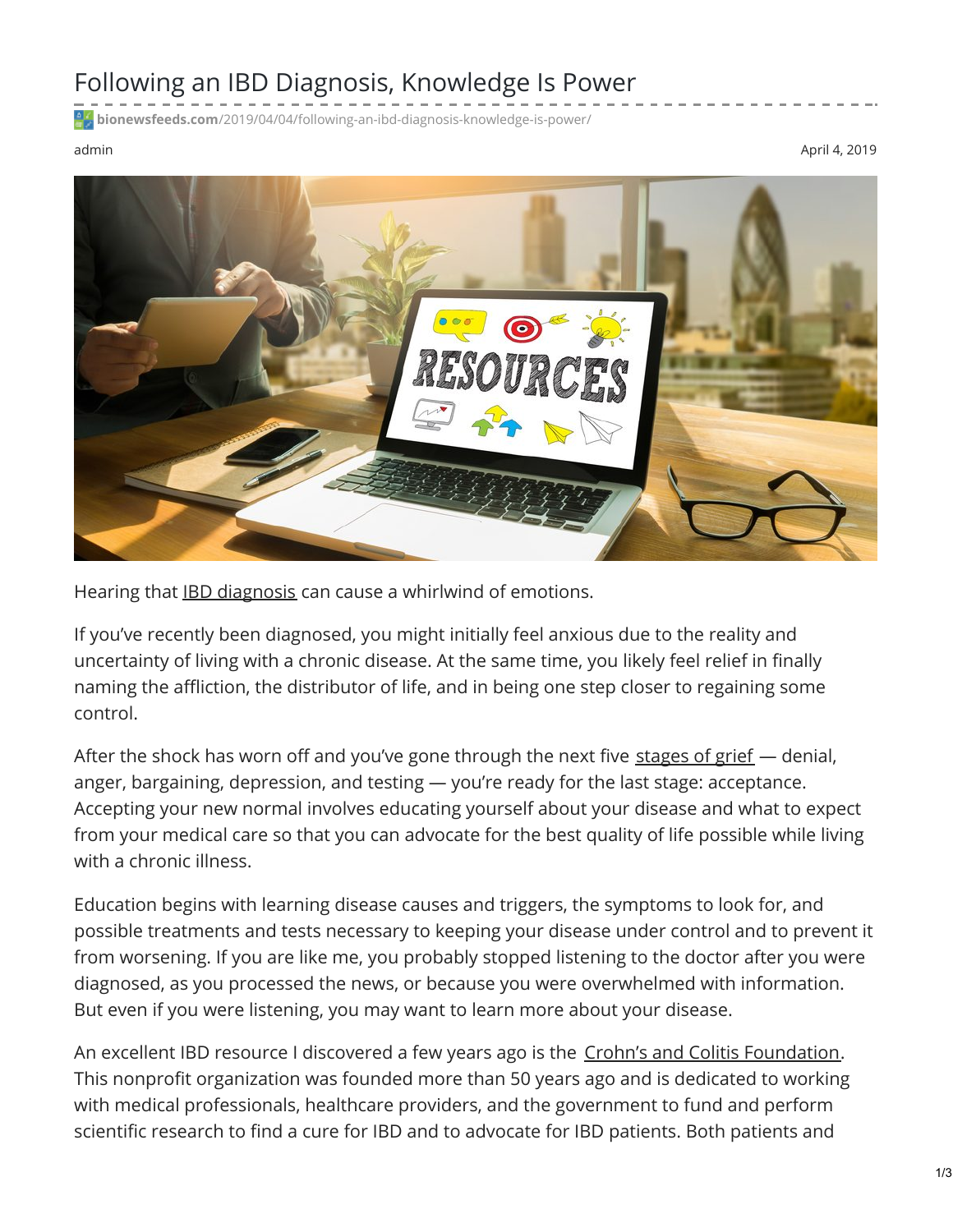# Following an IBD Diagnosis, Knowledge Is Power

bionewsfeeds.com/2019/04/04/following-an-ibd-diagnosis-knowledge-is-power/

admin

April 4, 2019

Hearing that IBD diagnosis can cause a whirlwind of emotions.

If you've recently been diagnosed, you might initially feel anxious due to the reality and uncertainty of living with a chronic disease. At the same time, you likely feel relief in finally naming the affliction, the distributor of life, and in being one step closer to regaining some control.

After the shock has worn off and you've gone through the next five stages of grief — denial, anger, bargaining, depression, and testing — you're ready for the last stage: acceptance. Accepting your new normal involves educating yourself about your disease and what to expect from your medical care so that you can advocate for the best quality of life possible while living with a chronic illness.

Education begins with learning disease causes and triggers, the symptoms to look for, and possible treatments and tests necessary to keeping your disease under control and to prevent it from worsening. If you are like me, you probably stopped listening to the doctor after you were diagnosed, as you processed the news, or because you were overwhelmed with information. But even if you were listening, you may want to learn more about your disease.

An excellent IBD resource I discovered a few years ago is the Crohn's and Colitis Foundation. This nonprofit organization was founded more than 50 years ago and is dedicated to working with medical professionals, healthcare providers, and the government to fund and perform scientific research to find a cure for IBD and to advocate for IBD patients. Both patients and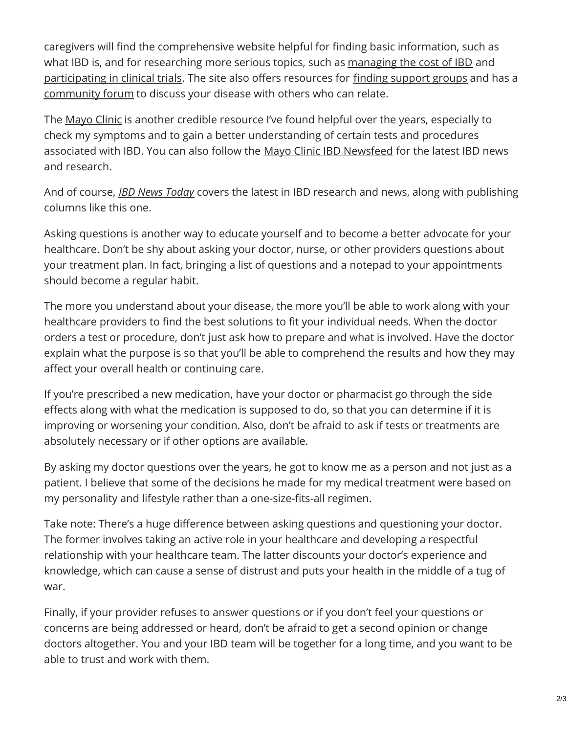caregivers will find the comprehensive website helpful for finding basic information, such as what IBD is, and for researching more serious topics, such as managing the cost of IBD and participating in clinical trials. The site also offers resources for finding support groups and has a community forum to discuss your disease with others who can relate.

The Mayo Clinic is another credible resource I've found helpful over the years, especially to check my symptoms and to gain a better understanding of certain tests and procedures associated with IBD. You can also follow the Mayo Clinic IBD Newsfeed for the latest IBD news and research.

And of course, *IBD News Today* covers the latest in IBD research and news, along with publishing columns like this one.

Asking questions is another way to educate yourself and to become a better advocate for your healthcare. Don't be shy about asking your doctor, nurse, or other providers questions about your treatment plan. In fact, bringing a list of questions and a notepad to your appointments should become a regular habit.

The more you understand about your disease, the more you'll be able to work along with your healthcare providers to find the best solutions to fit your individual needs. When the doctor orders a test or procedure, don't just ask how to prepare and what is involved. Have the doctor explain what the purpose is so that you'll be able to comprehend the results and how they may affect your overall health or continuing care.

If you're prescribed a new medication, have your doctor or pharmacist go through the side effects along with what the medication is supposed to do, so that you can determine if it is improving or worsening your condition. Also, don't be afraid to ask if tests or treatments are absolutely necessary or if other options are available.

By asking my doctor questions over the years, he got to know me as a person and not just as a patient. I believe that some of the decisions he made for my medical treatment were based on my personality and lifestyle rather than a one-size-fits-all regimen.

Take note: There's a huge difference between asking questions and questioning your doctor. The former involves taking an active role in your healthcare and developing a respectful relationship with your healthcare team. The latter discounts your doctor's experience and knowledge, which can cause a sense of distrust and puts your health in the middle of a tug of war.

Finally, if your provider refuses to answer questions or if you don't feel your questions or concerns are being addressed or heard, don't be afraid to get a second opinion or change doctors altogether. You and your IBD team will be together for a long time, and you want to be able to trust and work with them.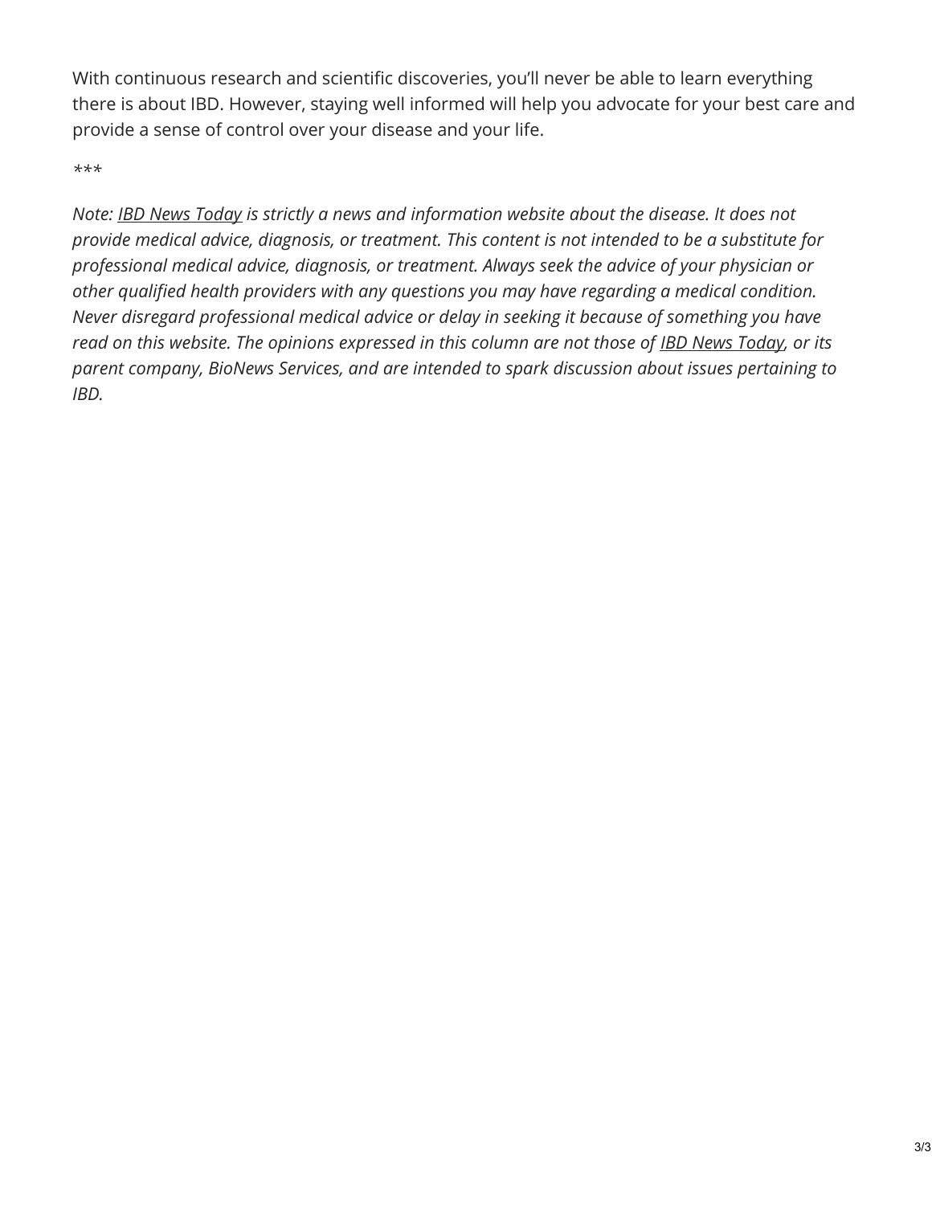With continuous research and scientific discoveries, you'll never be able to learn everything there is about IBD. However, staying well informed will help you advocate for your best care and provide a sense of control over your disease and your life.

*\*\*\**

*Note: IBD News Today is strictly a news and information website about the disease. It does not provide medical advice, diagnosis, or treatment. This content is not intended to be a substitute for professional medical advice, diagnosis, or treatment. Always seek the advice of your physician or other qualified health providers with any questions you may have regarding a medical condition. Never disregard professional medical advice or delay in seeking it because of something you have read on this website. The opinions expressed in this column are not those of IBD News Today, or its parent company, BioNews Services, and are intended to spark discussion about issues pertaining to IBD.*